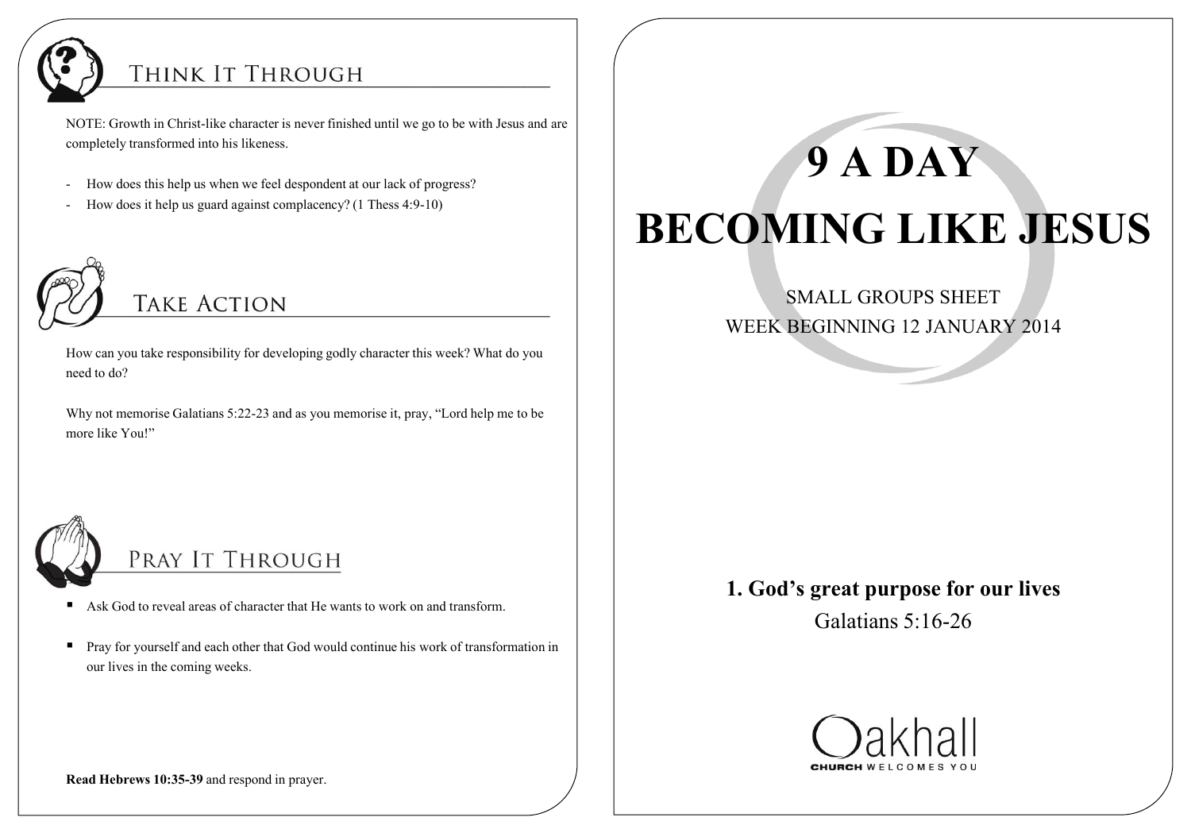## Think It Through

NOTE: Growth in Christ-like character is never finished until we go to be with Jesus and are completely transformed into his likeness.

- How does this help us when we feel despondent at our lack of progress?
- How does it help us guard against complacency? (1 Thess 4:9-10)

## Take Action

How can you take responsibility for developing godly character this week? What do you need to do?

Why not memorise Galatians 5:22-23 and as you memorise it, pray, "Lord help me to be more like You!"

## Pray It Through

- Ask God to reveal areas of character that He wants to work on and transform.
- Pray for yourself and each other that God would continue his work of transformation in our lives in the coming weeks.

**Read Hebrews 10:35-39** and respond in prayer.

# 9 A DAY
# BECOMING LIKE JESUS

SMALL GROUPS SHEET

WEEK BEGINNING 12 JANUARY 2014

**1. God's great purpose for our lives**

Galatians 5:16-26

Oakhall

CHURCH WELCOMES YOU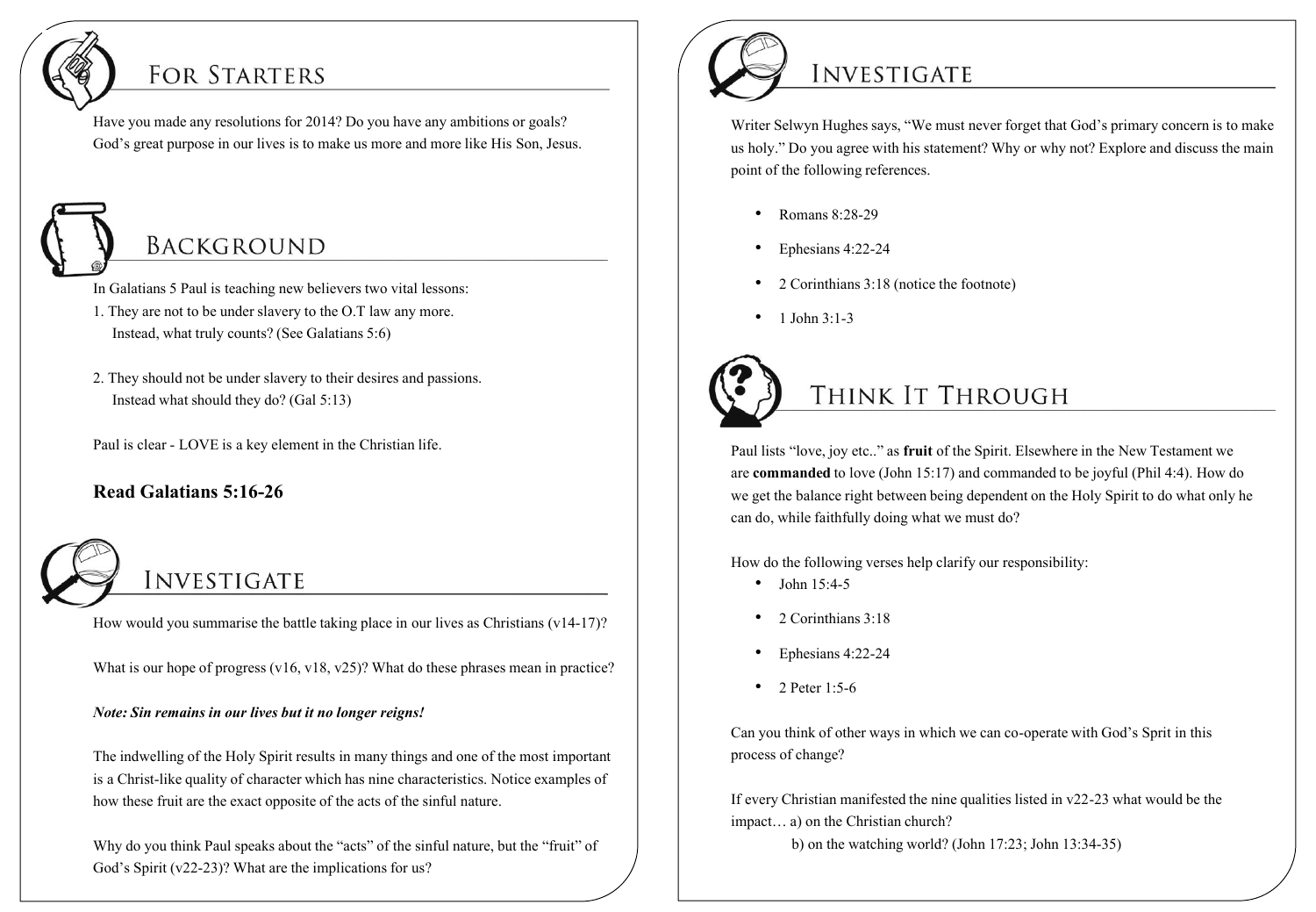## For Starters

Have you made any resolutions for 2014? Do you have any ambitions or goals? God's great purpose in our lives is to make us more and more like His Son, Jesus.

## Background

In Galatians 5 Paul is teaching new believers two vital lessons:

1. They are not to be under slavery to the O.T law any more.
   Instead, what truly counts? (See Galatians 5:6)

2. They should not be under slavery to their desires and passions.
   Instead what should they do? (Gal 5:13)

Paul is clear - LOVE is a key element in the Christian life.

**Read Galatians 5:16-26**

## Investigate

How would you summarise the battle taking place in our lives as Christians (v14-17)?

What is our hope of progress (v16, v18, v25)? What do these phrases mean in practice?

***Note: Sin remains in our lives but it no longer reigns!***

The indwelling of the Holy Spirit results in many things and one of the most important is a Christ-like quality of character which has nine characteristics. Notice examples of how these fruit are the exact opposite of the acts of the sinful nature.

Why do you think Paul speaks about the "acts" of the sinful nature, but the "fruit" of God's Spirit (v22-23)? What are the implications for us?

## Investigate

Writer Selwyn Hughes says, "We must never forget that God's primary concern is to make us holy." Do you agree with his statement? Why or why not? Explore and discuss the main point of the following references.

- Romans 8:28-29
- Ephesians 4:22-24
- 2 Corinthians 3:18 (notice the footnote)
- 1 John 3:1-3

## Think It Through

Paul lists "love, joy etc.." as **fruit** of the Spirit. Elsewhere in the New Testament we are **commanded** to love (John 15:17) and commanded to be joyful (Phil 4:4). How do we get the balance right between being dependent on the Holy Spirit to do what only he can do, while faithfully doing what we must do?

How do the following verses help clarify our responsibility:

- John 15:4-5
- 2 Corinthians 3:18
- Ephesians 4:22-24
- 2 Peter 1:5-6

Can you think of other ways in which we can co-operate with God's Sprit in this process of change?

If every Christian manifested the nine qualities listed in v22-23 what would be the impact… a) on the Christian church?

b) on the watching world? (John 17:23; John 13:34-35)